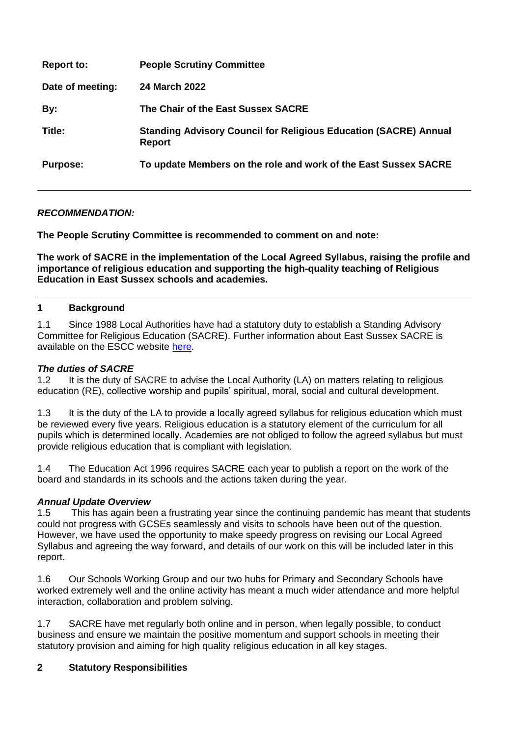| | |
|---|---|
| **Report to:** | **People Scrutiny Committee** |
| **Date of meeting:** | **24 March 2022** |
| **By:** | **The Chair of the East Sussex SACRE** |
| **Title:** | **Standing Advisory Council for Religious Education (SACRE) Annual Report** |
| **Purpose:** | **To update Members on the role and work of the East Sussex SACRE** |

***RECOMMENDATION:***

**The People Scrutiny Committee is recommended to comment on and note:**

**The work of SACRE in the implementation of the Local Agreed Syllabus, raising the profile and importance of religious education and supporting the high-quality teaching of Religious Education in East Sussex schools and academies.**

## 1 Background

1.1 Since 1988 Local Authorities have had a statutory duty to establish a Standing Advisory Committee for Religious Education (SACRE). Further information about East Sussex SACRE is available on the ESCC website here.

***The duties of SACRE***

1.2 It is the duty of SACRE to advise the Local Authority (LA) on matters relating to religious education (RE), collective worship and pupils' spiritual, moral, social and cultural development.

1.3 It is the duty of the LA to provide a locally agreed syllabus for religious education which must be reviewed every five years. Religious education is a statutory element of the curriculum for all pupils which is determined locally. Academies are not obliged to follow the agreed syllabus but must provide religious education that is compliant with legislation.

1.4 The Education Act 1996 requires SACRE each year to publish a report on the work of the board and standards in its schools and the actions taken during the year.

***Annual Update Overview***

1.5 This has again been a frustrating year since the continuing pandemic has meant that students could not progress with GCSEs seamlessly and visits to schools have been out of the question. However, we have used the opportunity to make speedy progress on revising our Local Agreed Syllabus and agreeing the way forward, and details of our work on this will be included later in this report.

1.6 Our Schools Working Group and our two hubs for Primary and Secondary Schools have worked extremely well and the online activity has meant a much wider attendance and more helpful interaction, collaboration and problem solving.

1.7 SACRE have met regularly both online and in person, when legally possible, to conduct business and ensure we maintain the positive momentum and support schools in meeting their statutory provision and aiming for high quality religious education in all key stages.

## 2 Statutory Responsibilities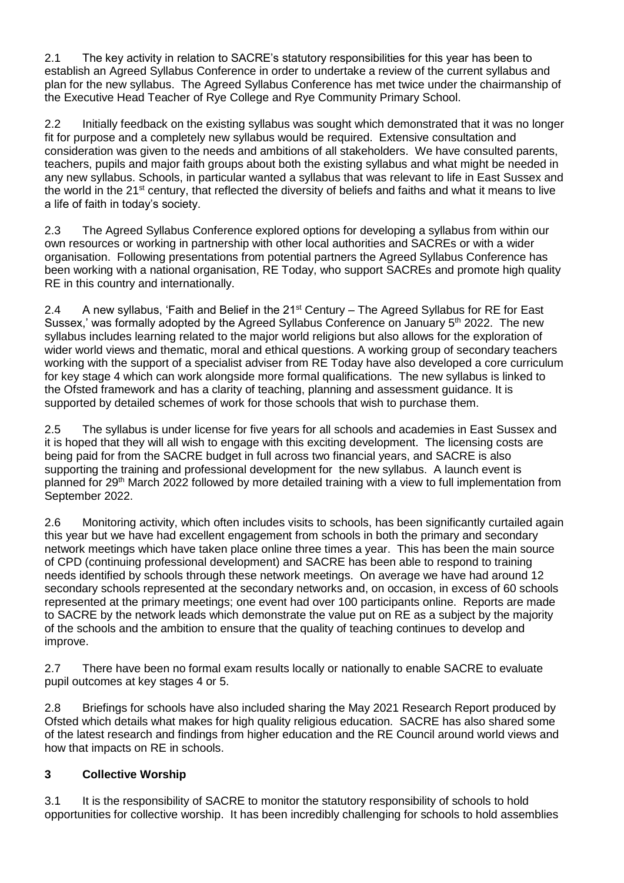2.1 The key activity in relation to SACRE's statutory responsibilities for this year has been to establish an Agreed Syllabus Conference in order to undertake a review of the current syllabus and plan for the new syllabus. The Agreed Syllabus Conference has met twice under the chairmanship of the Executive Head Teacher of Rye College and Rye Community Primary School.

2.2 Initially feedback on the existing syllabus was sought which demonstrated that it was no longer fit for purpose and a completely new syllabus would be required. Extensive consultation and consideration was given to the needs and ambitions of all stakeholders. We have consulted parents, teachers, pupils and major faith groups about both the existing syllabus and what might be needed in any new syllabus. Schools, in particular wanted a syllabus that was relevant to life in East Sussex and the world in the 21st century, that reflected the diversity of beliefs and faiths and what it means to live a life of faith in today's society.

2.3 The Agreed Syllabus Conference explored options for developing a syllabus from within our own resources or working in partnership with other local authorities and SACREs or with a wider organisation. Following presentations from potential partners the Agreed Syllabus Conference has been working with a national organisation, RE Today, who support SACREs and promote high quality RE in this country and internationally.

2.4 A new syllabus, 'Faith and Belief in the 21st Century – The Agreed Syllabus for RE for East Sussex,' was formally adopted by the Agreed Syllabus Conference on January 5th 2022. The new syllabus includes learning related to the major world religions but also allows for the exploration of wider world views and thematic, moral and ethical questions. A working group of secondary teachers working with the support of a specialist adviser from RE Today have also developed a core curriculum for key stage 4 which can work alongside more formal qualifications. The new syllabus is linked to the Ofsted framework and has a clarity of teaching, planning and assessment guidance. It is supported by detailed schemes of work for those schools that wish to purchase them.

2.5 The syllabus is under license for five years for all schools and academies in East Sussex and it is hoped that they will all wish to engage with this exciting development. The licensing costs are being paid for from the SACRE budget in full across two financial years, and SACRE is also supporting the training and professional development for the new syllabus. A launch event is planned for 29th March 2022 followed by more detailed training with a view to full implementation from September 2022.

2.6 Monitoring activity, which often includes visits to schools, has been significantly curtailed again this year but we have had excellent engagement from schools in both the primary and secondary network meetings which have taken place online three times a year. This has been the main source of CPD (continuing professional development) and SACRE has been able to respond to training needs identified by schools through these network meetings. On average we have had around 12 secondary schools represented at the secondary networks and, on occasion, in excess of 60 schools represented at the primary meetings; one event had over 100 participants online. Reports are made to SACRE by the network leads which demonstrate the value put on RE as a subject by the majority of the schools and the ambition to ensure that the quality of teaching continues to develop and improve.

2.7 There have been no formal exam results locally or nationally to enable SACRE to evaluate pupil outcomes at key stages 4 or 5.

2.8 Briefings for schools have also included sharing the May 2021 Research Report produced by Ofsted which details what makes for high quality religious education. SACRE has also shared some of the latest research and findings from higher education and the RE Council around world views and how that impacts on RE in schools.

## 3 Collective Worship

3.1 It is the responsibility of SACRE to monitor the statutory responsibility of schools to hold opportunities for collective worship. It has been incredibly challenging for schools to hold assemblies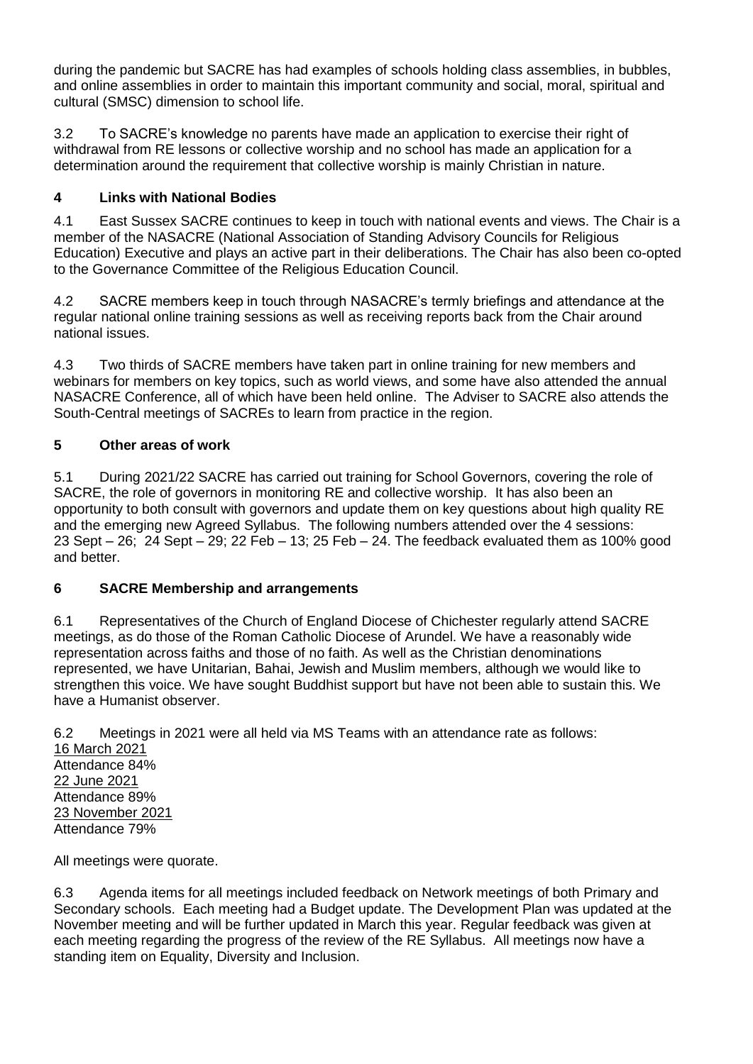during the pandemic but SACRE has had examples of schools holding class assemblies, in bubbles, and online assemblies in order to maintain this important community and social, moral, spiritual and cultural (SMSC) dimension to school life.

3.2 To SACRE's knowledge no parents have made an application to exercise their right of withdrawal from RE lessons or collective worship and no school has made an application for a determination around the requirement that collective worship is mainly Christian in nature.

## 4 Links with National Bodies

4.1 East Sussex SACRE continues to keep in touch with national events and views. The Chair is a member of the NASACRE (National Association of Standing Advisory Councils for Religious Education) Executive and plays an active part in their deliberations. The Chair has also been co-opted to the Governance Committee of the Religious Education Council.

4.2 SACRE members keep in touch through NASACRE's termly briefings and attendance at the regular national online training sessions as well as receiving reports back from the Chair around national issues.

4.3 Two thirds of SACRE members have taken part in online training for new members and webinars for members on key topics, such as world views, and some have also attended the annual NASACRE Conference, all of which have been held online. The Adviser to SACRE also attends the South-Central meetings of SACREs to learn from practice in the region.

## 5 Other areas of work

5.1 During 2021/22 SACRE has carried out training for School Governors, covering the role of SACRE, the role of governors in monitoring RE and collective worship. It has also been an opportunity to both consult with governors and update them on key questions about high quality RE and the emerging new Agreed Syllabus. The following numbers attended over the 4 sessions: 23 Sept – 26; 24 Sept – 29; 22 Feb – 13; 25 Feb – 24. The feedback evaluated them as 100% good and better.

## 6 SACRE Membership and arrangements

6.1 Representatives of the Church of England Diocese of Chichester regularly attend SACRE meetings, as do those of the Roman Catholic Diocese of Arundel. We have a reasonably wide representation across faiths and those of no faith. As well as the Christian denominations represented, we have Unitarian, Bahai, Jewish and Muslim members, although we would like to strengthen this voice. We have sought Buddhist support but have not been able to sustain this. We have a Humanist observer.

6.2 Meetings in 2021 were all held via MS Teams with an attendance rate as follows:

<u>16 March 2021</u>
Attendance 84%
<u>22 June 2021</u>
Attendance 89%
<u>23 November 2021</u>
Attendance 79%

All meetings were quorate.

6.3 Agenda items for all meetings included feedback on Network meetings of both Primary and Secondary schools. Each meeting had a Budget update. The Development Plan was updated at the November meeting and will be further updated in March this year. Regular feedback was given at each meeting regarding the progress of the review of the RE Syllabus. All meetings now have a standing item on Equality, Diversity and Inclusion.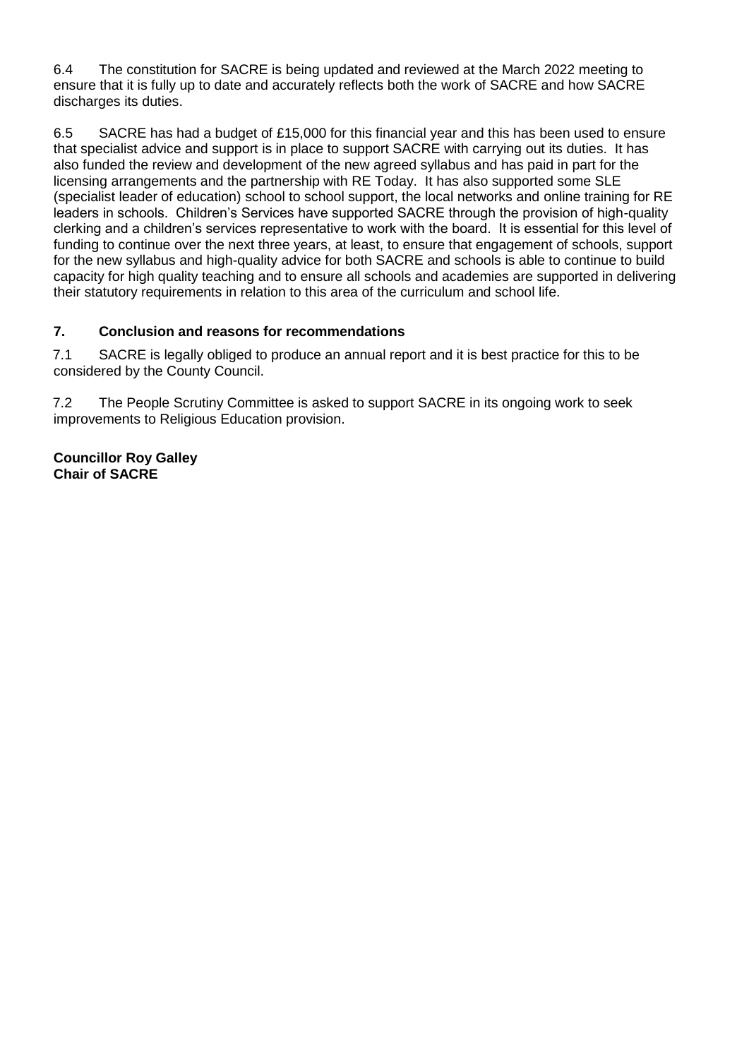6.4 The constitution for SACRE is being updated and reviewed at the March 2022 meeting to ensure that it is fully up to date and accurately reflects both the work of SACRE and how SACRE discharges its duties.

6.5 SACRE has had a budget of £15,000 for this financial year and this has been used to ensure that specialist advice and support is in place to support SACRE with carrying out its duties. It has also funded the review and development of the new agreed syllabus and has paid in part for the licensing arrangements and the partnership with RE Today. It has also supported some SLE (specialist leader of education) school to school support, the local networks and online training for RE leaders in schools. Children's Services have supported SACRE through the provision of high-quality clerking and a children's services representative to work with the board. It is essential for this level of funding to continue over the next three years, at least, to ensure that engagement of schools, support for the new syllabus and high-quality advice for both SACRE and schools is able to continue to build capacity for high quality teaching and to ensure all schools and academies are supported in delivering their statutory requirements in relation to this area of the curriculum and school life.

## 7. Conclusion and reasons for recommendations

7.1 SACRE is legally obliged to produce an annual report and it is best practice for this to be considered by the County Council.

7.2 The People Scrutiny Committee is asked to support SACRE in its ongoing work to seek improvements to Religious Education provision.

**Councillor Roy Galley**
**Chair of SACRE**